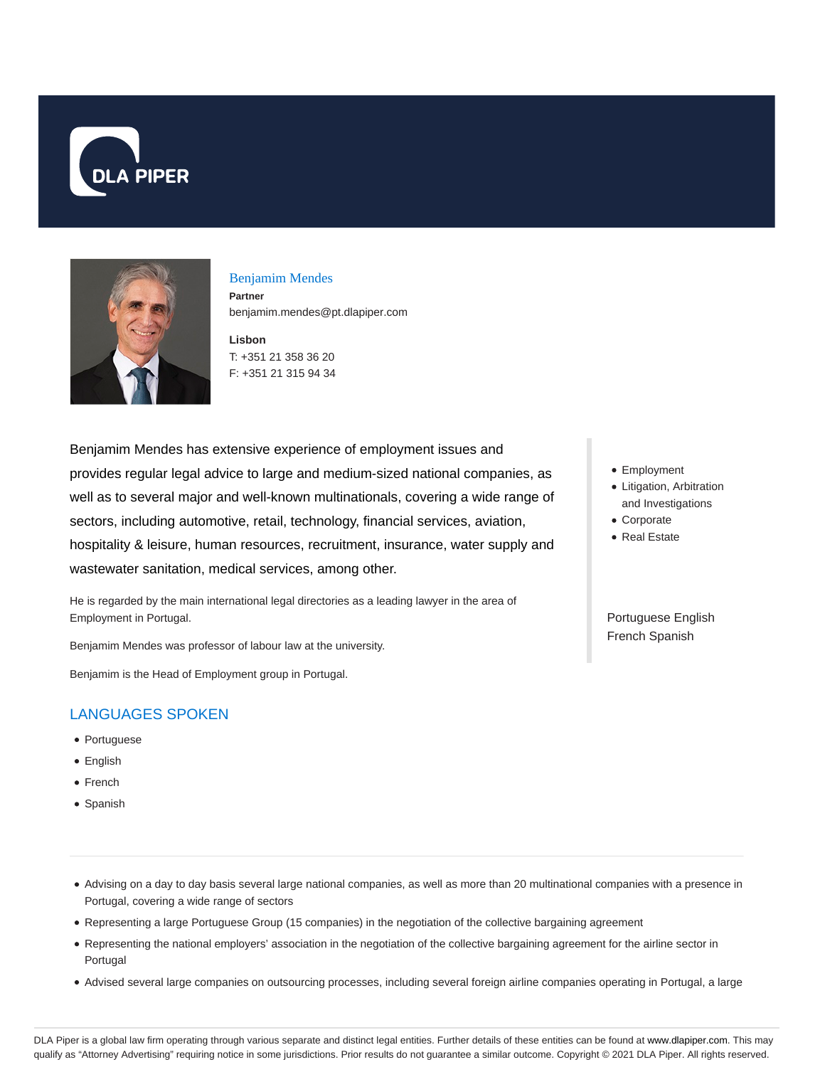# Benjamim Mendes

**Partner**

benjamim.mendes@pt.dlapiper.com

**Lisbon**

T: +351 21 358 36 20

F: +351 21 315 94 34

Benjamim Mendes has extensive experience of employment issues and provides regular legal advice to large and medium-sized national companies, as well as to several major and well-known multinationals, covering a wide range of sectors, including automotive, retail, technology, financial services, aviation, hospitality & leisure, human resources, recruitment, insurance, water supply and wastewater sanitation, medical services, among other.

He is regarded by the main international legal directories as a leading lawyer in the area of Employment in Portugal.

Benjamim Mendes was professor of labour law at the university.

Benjamim is the Head of Employment group in Portugal.

- Employment
- Litigation, Arbitration and Investigations
- Corporate
- Real Estate

Portuguese English French Spanish

## LANGUAGES SPOKEN

- Portuguese
- English
- French
- Spanish

---

- Advising on a day to day basis several large national companies, as well as more than 20 multinational companies with a presence in Portugal, covering a wide range of sectors
- Representing a large Portuguese Group (15 companies) in the negotiation of the collective bargaining agreement
- Representing the national employers' association in the negotiation of the collective bargaining agreement for the airline sector in Portugal
- Advised several large companies on outsourcing processes, including several foreign airline companies operating in Portugal, a large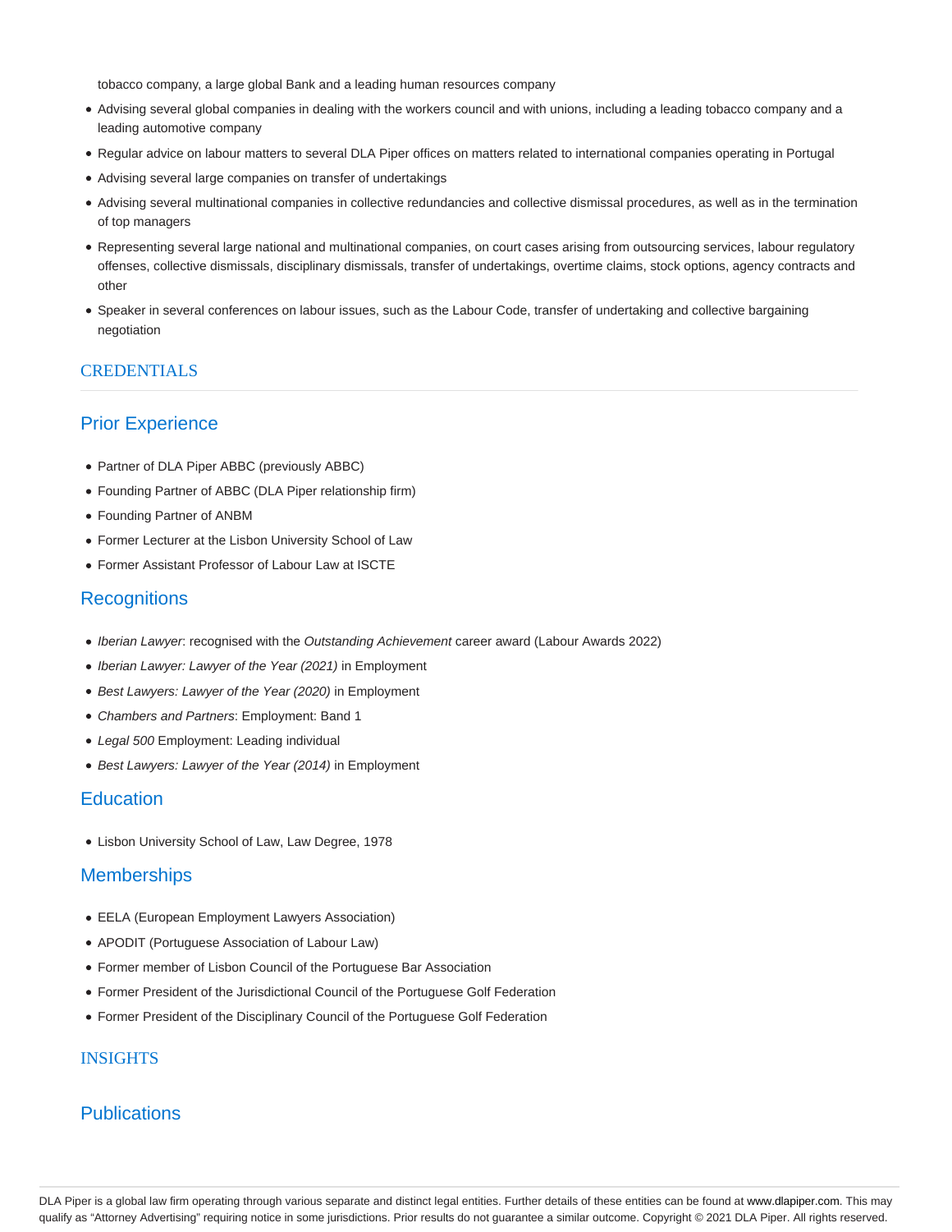tobacco company, a large global Bank and a leading human resources company

- Advising several global companies in dealing with the workers council and with unions, including a leading tobacco company and a leading automotive company
- Regular advice on labour matters to several DLA Piper offices on matters related to international companies operating in Portugal
- Advising several large companies on transfer of undertakings
- Advising several multinational companies in collective redundancies and collective dismissal procedures, as well as in the termination of top managers
- Representing several large national and multinational companies, on court cases arising from outsourcing services, labour regulatory offenses, collective dismissals, disciplinary dismissals, transfer of undertakings, overtime claims, stock options, agency contracts and other
- Speaker in several conferences on labour issues, such as the Labour Code, transfer of undertaking and collective bargaining negotiation

## CREDENTIALS

### Prior Experience

- Partner of DLA Piper ABBC (previously ABBC)
- Founding Partner of ABBC (DLA Piper relationship firm)
- Founding Partner of ANBM
- Former Lecturer at the Lisbon University School of Law
- Former Assistant Professor of Labour Law at ISCTE

### Recognitions

- *Iberian Lawyer*: recognised with the *Outstanding Achievement* career award (Labour Awards 2022)
- *Iberian Lawyer: Lawyer of the Year (2021)* in Employment
- *Best Lawyers: Lawyer of the Year (2020)* in Employment
- *Chambers and Partners*: Employment: Band 1
- *Legal 500* Employment: Leading individual
- *Best Lawyers: Lawyer of the Year (2014)* in Employment

### Education

- Lisbon University School of Law, Law Degree, 1978

### Memberships

- EELA (European Employment Lawyers Association)
- APODIT (Portuguese Association of Labour Law)
- Former member of Lisbon Council of the Portuguese Bar Association
- Former President of the Jurisdictional Council of the Portuguese Golf Federation
- Former President of the Disciplinary Council of the Portuguese Golf Federation

## INSIGHTS

### Publications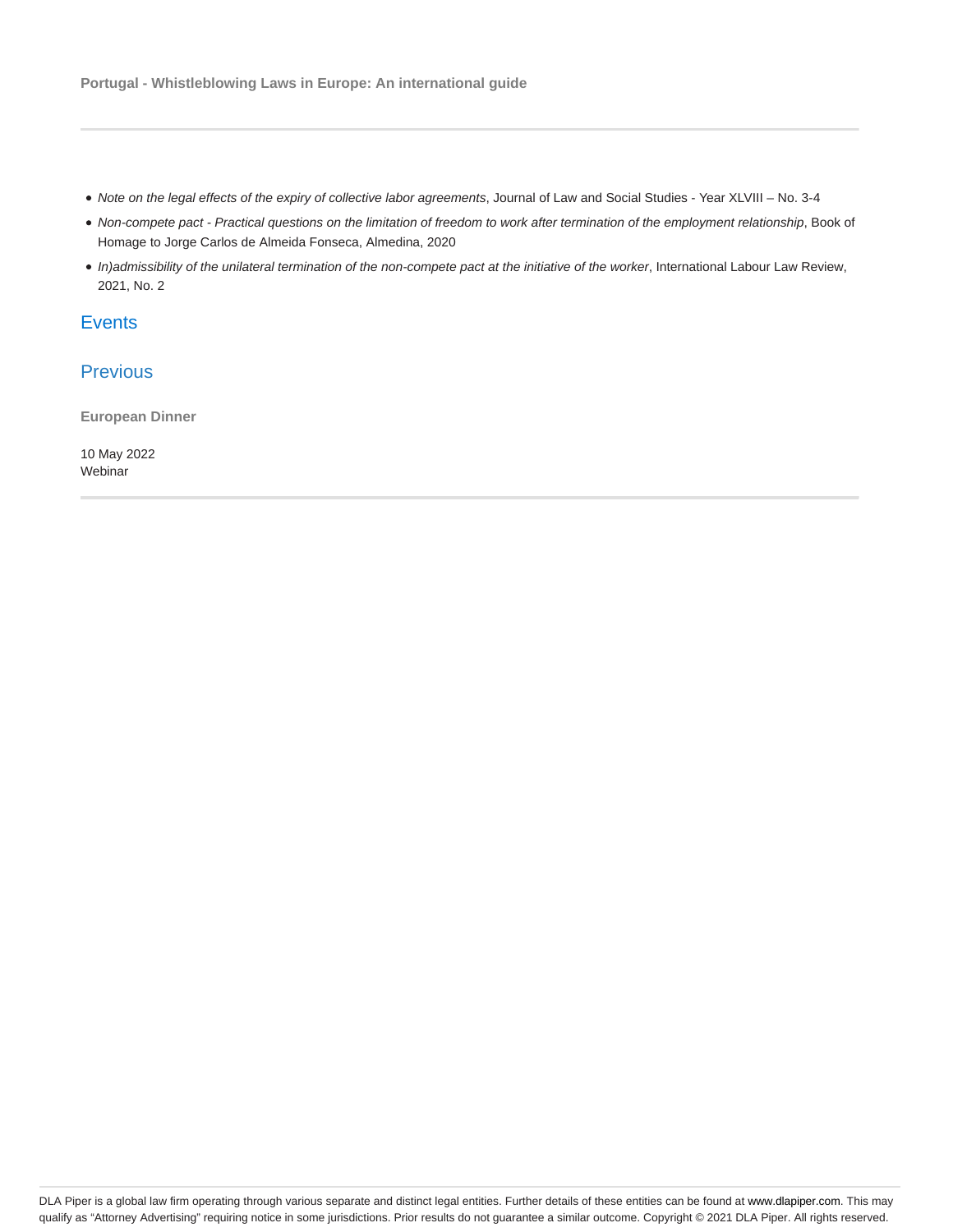- *Note on the legal effects of the expiry of collective labor agreements*, Journal of Law and Social Studies - Year XLVIII – No. 3-4
- *Non-compete pact - Practical questions on the limitation of freedom to work after termination of the employment relationship*, Book of Homage to Jorge Carlos de Almeida Fonseca, Almedina, 2020
- *In)admissibility of the unilateral termination of the non-compete pact at the initiative of the worker*, International Labour Law Review, 2021, No. 2

## Events

## Previous

**European Dinner**

10 May 2022
Webinar